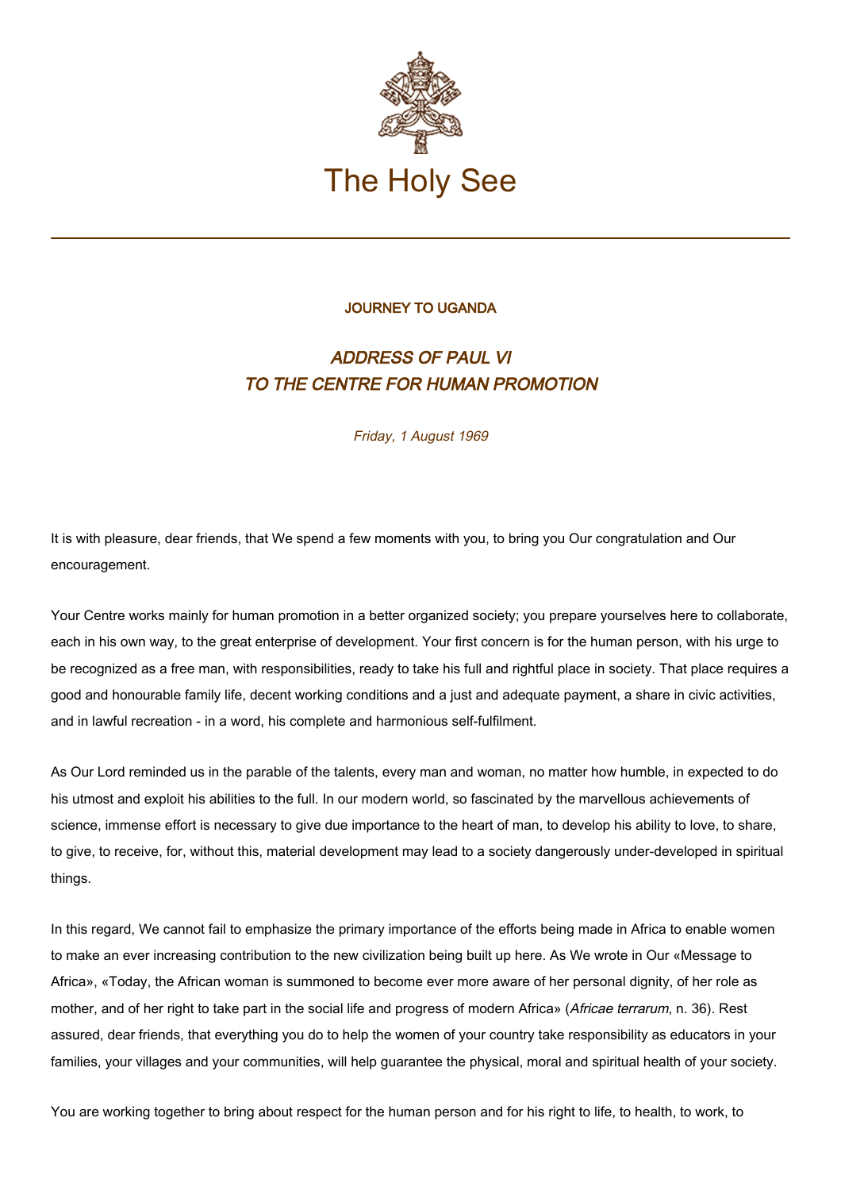The Holy See

JOURNEY TO UGANDA

# *ADDRESS OF PAUL VI TO THE CENTRE FOR HUMAN PROMOTION*

*Friday, 1 August 1969*

It is with pleasure, dear friends, that We spend a few moments with you, to bring you Our congratulation and Our encouragement.

Your Centre works mainly for human promotion in a better organized society; you prepare yourselves here to collaborate, each in his own way, to the great enterprise of development. Your first concern is for the human person, with his urge to be recognized as a free man, with responsibilities, ready to take his full and rightful place in society. That place requires a good and honourable family life, decent working conditions and a just and adequate payment, a share in civic activities, and in lawful recreation - in a word, his complete and harmonious self-fulfilment.

As Our Lord reminded us in the parable of the talents, every man and woman, no matter how humble, in expected to do his utmost and exploit his abilities to the full. In our modern world, so fascinated by the marvellous achievements of science, immense effort is necessary to give due importance to the heart of man, to develop his ability to love, to share, to give, to receive, for, without this, material development may lead to a society dangerously under-developed in spiritual things.

In this regard, We cannot fail to emphasize the primary importance of the efforts being made in Africa to enable women to make an ever increasing contribution to the new civilization being built up here. As We wrote in Our «Message to Africa», «Today, the African woman is summoned to become ever more aware of her personal dignity, of her role as mother, and of her right to take part in the social life and progress of modern Africa» (*Africae terrarum*, n. 36). Rest assured, dear friends, that everything you do to help the women of your country take responsibility as educators in your families, your villages and your communities, will help guarantee the physical, moral and spiritual health of your society.

You are working together to bring about respect for the human person and for his right to life, to health, to work, to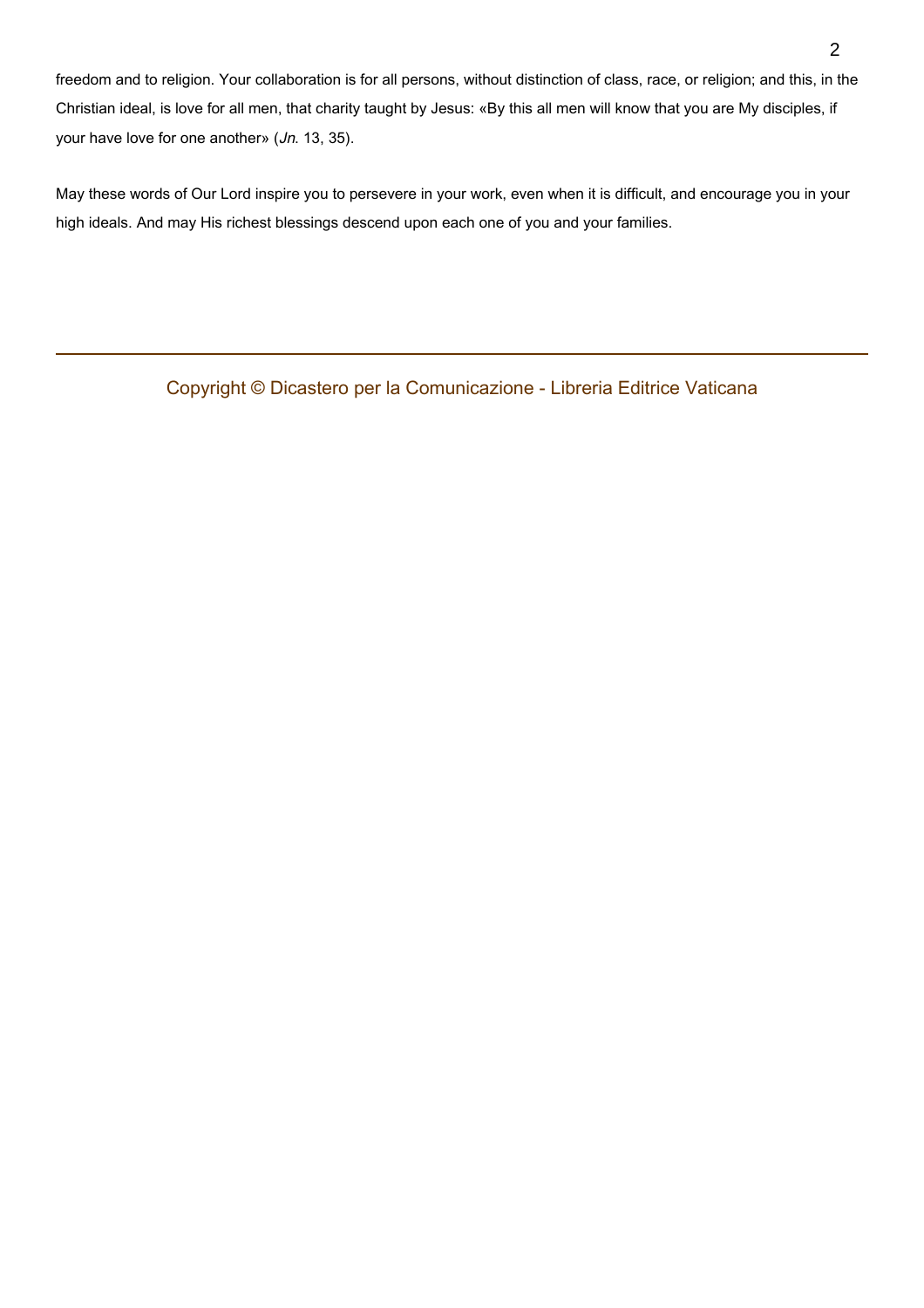freedom and to religion. Your collaboration is for all persons, without distinction of class, race, or religion; and this, in the Christian ideal, is love for all men, that charity taught by Jesus: «By this all men will know that you are My disciples, if your have love for one another» (*Jn*. 13, 35).

May these words of Our Lord inspire you to persevere in your work, even when it is difficult, and encourage you in your high ideals. And may His richest blessings descend upon each one of you and your families.

---

Copyright © Dicastero per la Comunicazione - Libreria Editrice Vaticana